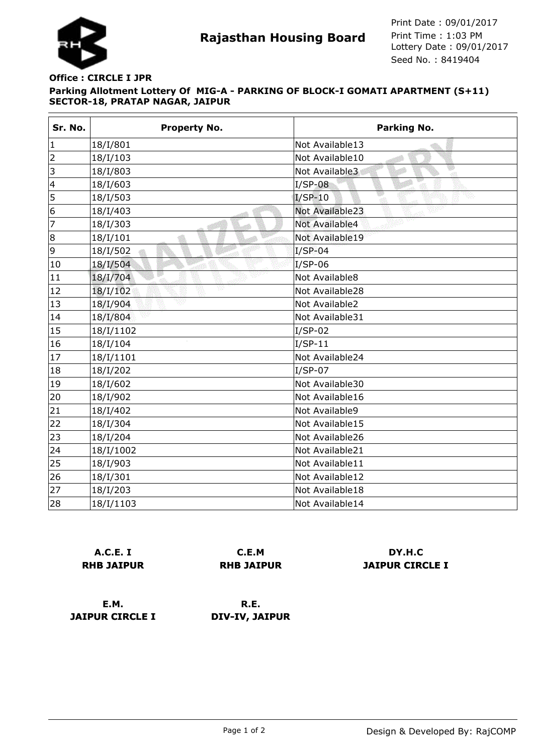# Rajasthan Housing Board

Print Date : 09/01/2017
Print Time : 1:03 PM
Lottery Date : 09/01/2017
Seed No. : 8419404

**Office : CIRCLE I JPR**

**Parking Allotment Lottery Of MIG-A - PARKING OF BLOCK-I GOMATI APARTMENT (S+11) SECTOR-18, PRATAP NAGAR, JAIPUR**

| Sr. No. | Property No. | Parking No. |
|---|---|---|
| 1 | 18/I/801 | Not Available13 |
| 2 | 18/I/103 | Not Available10 |
| 3 | 18/I/803 | Not Available3 |
| 4 | 18/I/603 | I/SP-08 |
| 5 | 18/I/503 | I/SP-10 |
| 6 | 18/I/403 | Not Available23 |
| 7 | 18/I/303 | Not Available4 |
| 8 | 18/I/101 | Not Available19 |
| 9 | 18/I/502 | I/SP-04 |
| 10 | 18/I/504 | I/SP-06 |
| 11 | 18/I/704 | Not Available8 |
| 12 | 18/I/102 | Not Available28 |
| 13 | 18/I/904 | Not Available2 |
| 14 | 18/I/804 | Not Available31 |
| 15 | 18/I/1102 | I/SP-02 |
| 16 | 18/I/104 | I/SP-11 |
| 17 | 18/I/1101 | Not Available24 |
| 18 | 18/I/202 | I/SP-07 |
| 19 | 18/I/602 | Not Available30 |
| 20 | 18/I/902 | Not Available16 |
| 21 | 18/I/402 | Not Available9 |
| 22 | 18/I/304 | Not Available15 |
| 23 | 18/I/204 | Not Available26 |
| 24 | 18/I/1002 | Not Available21 |
| 25 | 18/I/903 | Not Available11 |
| 26 | 18/I/301 | Not Available12 |
| 27 | 18/I/203 | Not Available18 |
| 28 | 18/I/1103 | Not Available14 |

**A.C.E. I**
**RHB JAIPUR**

**C.E.M**
**RHB JAIPUR**

**DY.H.C**
**JAIPUR CIRCLE I**

**E.M.**
**JAIPUR CIRCLE I**

**R.E.**
**DIV-IV, JAIPUR**

Design & Developed By: RajCOMP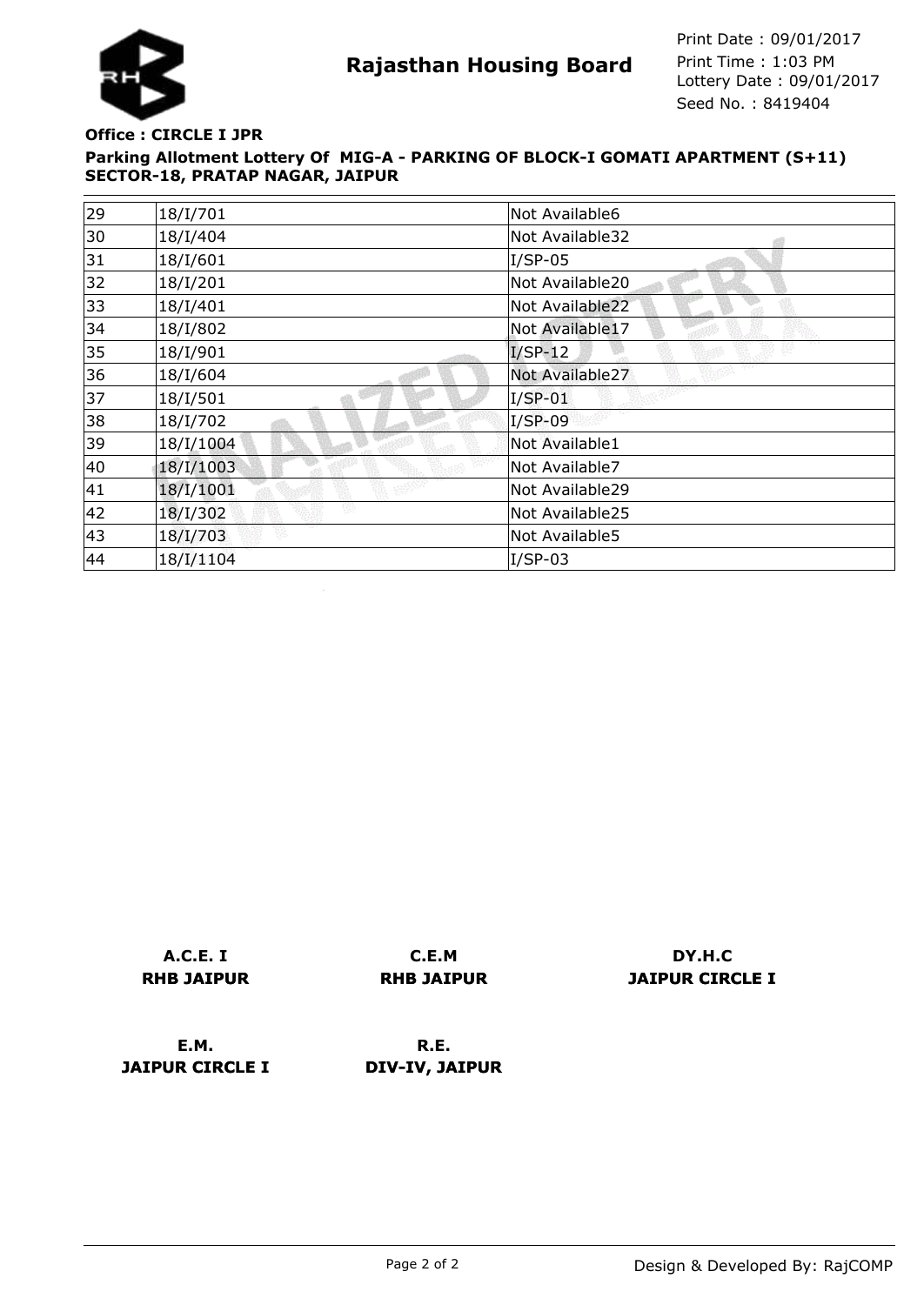**Rajasthan Housing Board**

Print Date : 09/01/2017
Print Time : 1:03 PM
Lottery Date : 09/01/2017
Seed No. : 8419404

**Office : CIRCLE I JPR**

**Parking Allotment Lottery Of MIG-A - PARKING OF BLOCK-I GOMATI APARTMENT (S+11) SECTOR-18, PRATAP NAGAR, JAIPUR**

| | | |
|---|---|---|
| 29 | 18/I/701 | Not Available6 |
| 30 | 18/I/404 | Not Available32 |
| 31 | 18/I/601 | I/SP-05 |
| 32 | 18/I/201 | Not Available20 |
| 33 | 18/I/401 | Not Available22 |
| 34 | 18/I/802 | Not Available17 |
| 35 | 18/I/901 | I/SP-12 |
| 36 | 18/I/604 | Not Available27 |
| 37 | 18/I/501 | I/SP-01 |
| 38 | 18/I/702 | I/SP-09 |
| 39 | 18/I/1004 | Not Available1 |
| 40 | 18/I/1003 | Not Available7 |
| 41 | 18/I/1001 | Not Available29 |
| 42 | 18/I/302 | Not Available25 |
| 43 | 18/I/703 | Not Available5 |
| 44 | 18/I/1104 | I/SP-03 |

**A.C.E. I**
**RHB JAIPUR**

**C.E.M**
**RHB JAIPUR**

**DY.H.C**
**JAIPUR CIRCLE I**

**E.M.**
**JAIPUR CIRCLE I**

**R.E.**
**DIV-IV, JAIPUR**

Design & Developed By: RajCOMP